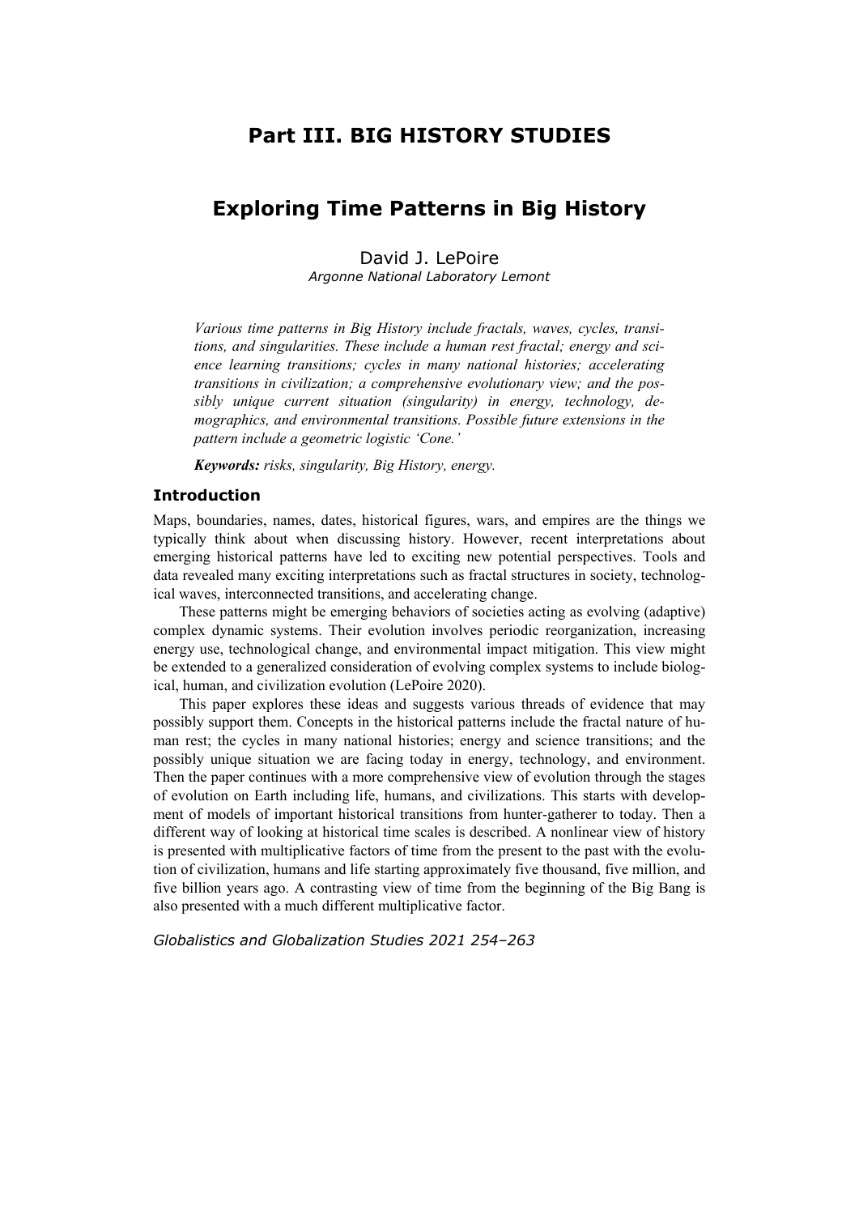# Part III. BIG HISTORY STUDIES

## Exploring Time Patterns in Big History

David J. LePoire
*Argonne National Laboratory Lemont*

*Various time patterns in Big History include fractals, waves, cycles, transitions, and singularities. These include a human rest fractal; energy and science learning transitions; cycles in many national histories; accelerating transitions in civilization; a comprehensive evolutionary view; and the possibly unique current situation (singularity) in energy, technology, demographics, and environmental transitions. Possible future extensions in the pattern include a geometric logistic 'Cone.'*

***Keywords:*** *risks, singularity, Big History, energy.*

### Introduction

Maps, boundaries, names, dates, historical figures, wars, and empires are the things we typically think about when discussing history. However, recent interpretations about emerging historical patterns have led to exciting new potential perspectives. Tools and data revealed many exciting interpretations such as fractal structures in society, technological waves, interconnected transitions, and accelerating change.

These patterns might be emerging behaviors of societies acting as evolving (adaptive) complex dynamic systems. Their evolution involves periodic reorganization, increasing energy use, technological change, and environmental impact mitigation. This view might be extended to a generalized consideration of evolving complex systems to include biological, human, and civilization evolution (LePoire 2020).

This paper explores these ideas and suggests various threads of evidence that may possibly support them. Concepts in the historical patterns include the fractal nature of human rest; the cycles in many national histories; energy and science transitions; and the possibly unique situation we are facing today in energy, technology, and environment. Then the paper continues with a more comprehensive view of evolution through the stages of evolution on Earth including life, humans, and civilizations. This starts with development of models of important historical transitions from hunter-gatherer to today. Then a different way of looking at historical time scales is described. A nonlinear view of history is presented with multiplicative factors of time from the present to the past with the evolution of civilization, humans and life starting approximately five thousand, five million, and five billion years ago. A contrasting view of time from the beginning of the Big Bang is also presented with a much different multiplicative factor.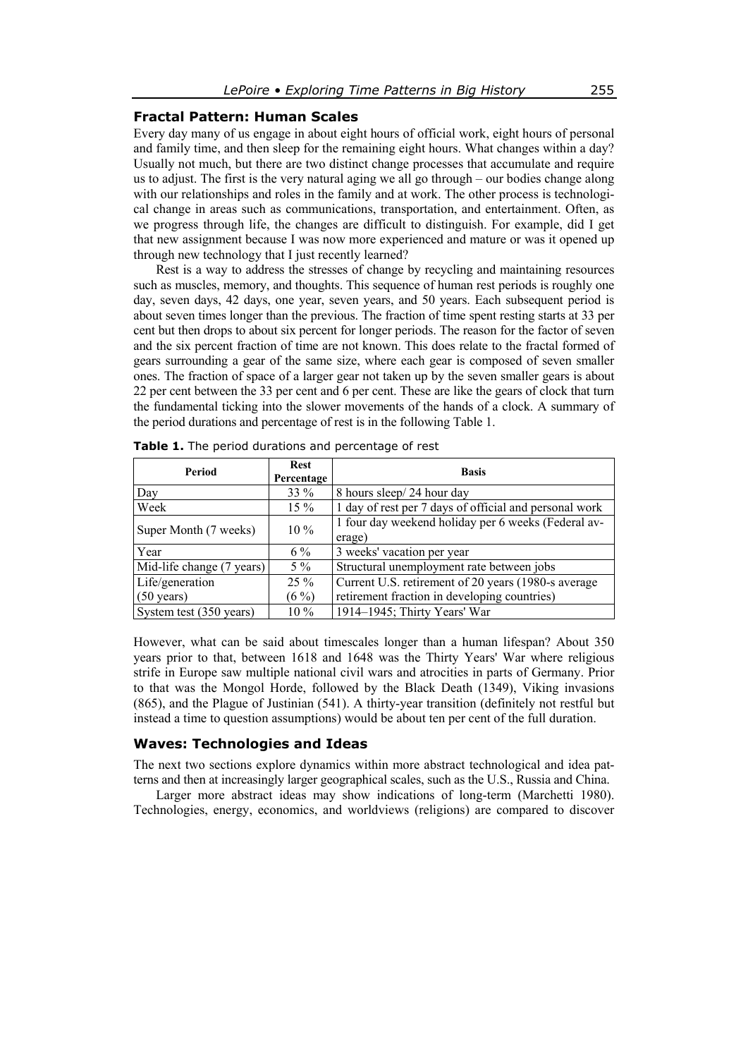### Fractal Pattern: Human Scales

Every day many of us engage in about eight hours of official work, eight hours of personal and family time, and then sleep for the remaining eight hours. What changes within a day? Usually not much, but there are two distinct change processes that accumulate and require us to adjust. The first is the very natural aging we all go through – our bodies change along with our relationships and roles in the family and at work. The other process is technological change in areas such as communications, transportation, and entertainment. Often, as we progress through life, the changes are difficult to distinguish. For example, did I get that new assignment because I was now more experienced and mature or was it opened up through new technology that I just recently learned?

Rest is a way to address the stresses of change by recycling and maintaining resources such as muscles, memory, and thoughts. This sequence of human rest periods is roughly one day, seven days, 42 days, one year, seven years, and 50 years. Each subsequent period is about seven times longer than the previous. The fraction of time spent resting starts at 33 per cent but then drops to about six percent for longer periods. The reason for the factor of seven and the six percent fraction of time are not known. This does relate to the fractal formed of gears surrounding a gear of the same size, where each gear is composed of seven smaller ones. The fraction of space of a larger gear not taken up by the seven smaller gears is about 22 per cent between the 33 per cent and 6 per cent. These are like the gears of clock that turn the fundamental ticking into the slower movements of the hands of a clock. A summary of the period durations and percentage of rest is in the following Table 1.

**Table 1.** The period durations and percentage of rest

| Period | Rest Percentage | Basis |
|---|---|---|
| Day | 33 % | 8 hours sleep/ 24 hour day |
| Week | 15 % | 1 day of rest per 7 days of official and personal work |
| Super Month (7 weeks) | 10 % | 1 four day weekend holiday per 6 weeks (Federal average) |
| Year | 6 % | 3 weeks' vacation per year |
| Mid-life change (7 years) | 5 % | Structural unemployment rate between jobs |
| Life/generation (50 years) | 25 % (6 %) | Current U.S. retirement of 20 years (1980-s average retirement fraction in developing countries) |
| System test (350 years) | 10 % | 1914–1945; Thirty Years' War |

However, what can be said about timescales longer than a human lifespan? About 350 years prior to that, between 1618 and 1648 was the Thirty Years' War where religious strife in Europe saw multiple national civil wars and atrocities in parts of Germany. Prior to that was the Mongol Horde, followed by the Black Death (1349), Viking invasions (865), and the Plague of Justinian (541). A thirty-year transition (definitely not restful but instead a time to question assumptions) would be about ten per cent of the full duration.

### Waves: Technologies and Ideas

The next two sections explore dynamics within more abstract technological and idea patterns and then at increasingly larger geographical scales, such as the U.S., Russia and China.

Larger more abstract ideas may show indications of long-term (Marchetti 1980). Technologies, energy, economics, and worldviews (religions) are compared to discover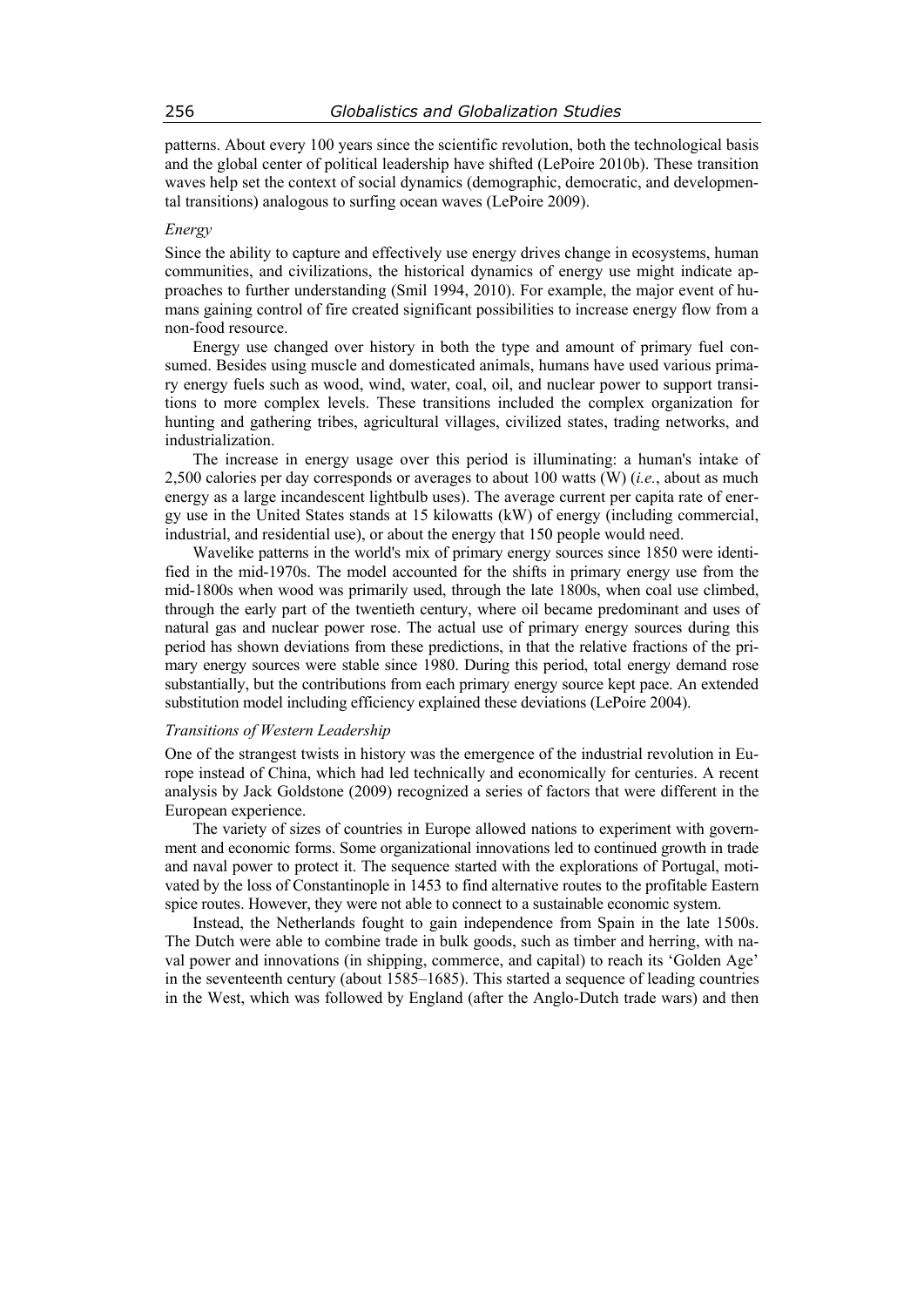patterns. About every 100 years since the scientific revolution, both the technological basis and the global center of political leadership have shifted (LePoire 2010b). These transition waves help set the context of social dynamics (demographic, democratic, and developmental transitions) analogous to surfing ocean waves (LePoire 2009).

### *Energy*

Since the ability to capture and effectively use energy drives change in ecosystems, human communities, and civilizations, the historical dynamics of energy use might indicate approaches to further understanding (Smil 1994, 2010). For example, the major event of humans gaining control of fire created significant possibilities to increase energy flow from a non-food resource.

Energy use changed over history in both the type and amount of primary fuel consumed. Besides using muscle and domesticated animals, humans have used various primary energy fuels such as wood, wind, water, coal, oil, and nuclear power to support transitions to more complex levels. These transitions included the complex organization for hunting and gathering tribes, agricultural villages, civilized states, trading networks, and industrialization.

The increase in energy usage over this period is illuminating: a human's intake of 2,500 calories per day corresponds or averages to about 100 watts (W) (*i.e.*, about as much energy as a large incandescent lightbulb uses). The average current per capita rate of energy use in the United States stands at 15 kilowatts (kW) of energy (including commercial, industrial, and residential use), or about the energy that 150 people would need.

Wavelike patterns in the world's mix of primary energy sources since 1850 were identified in the mid-1970s. The model accounted for the shifts in primary energy use from the mid-1800s when wood was primarily used, through the late 1800s, when coal use climbed, through the early part of the twentieth century, where oil became predominant and uses of natural gas and nuclear power rose. The actual use of primary energy sources during this period has shown deviations from these predictions, in that the relative fractions of the primary energy sources were stable since 1980. During this period, total energy demand rose substantially, but the contributions from each primary energy source kept pace. An extended substitution model including efficiency explained these deviations (LePoire 2004).

### *Transitions of Western Leadership*

One of the strangest twists in history was the emergence of the industrial revolution in Europe instead of China, which had led technically and economically for centuries. A recent analysis by Jack Goldstone (2009) recognized a series of factors that were different in the European experience.

The variety of sizes of countries in Europe allowed nations to experiment with government and economic forms. Some organizational innovations led to continued growth in trade and naval power to protect it. The sequence started with the explorations of Portugal, motivated by the loss of Constantinople in 1453 to find alternative routes to the profitable Eastern spice routes. However, they were not able to connect to a sustainable economic system.

Instead, the Netherlands fought to gain independence from Spain in the late 1500s. The Dutch were able to combine trade in bulk goods, such as timber and herring, with naval power and innovations (in shipping, commerce, and capital) to reach its 'Golden Age' in the seventeenth century (about 1585–1685). This started a sequence of leading countries in the West, which was followed by England (after the Anglo-Dutch trade wars) and then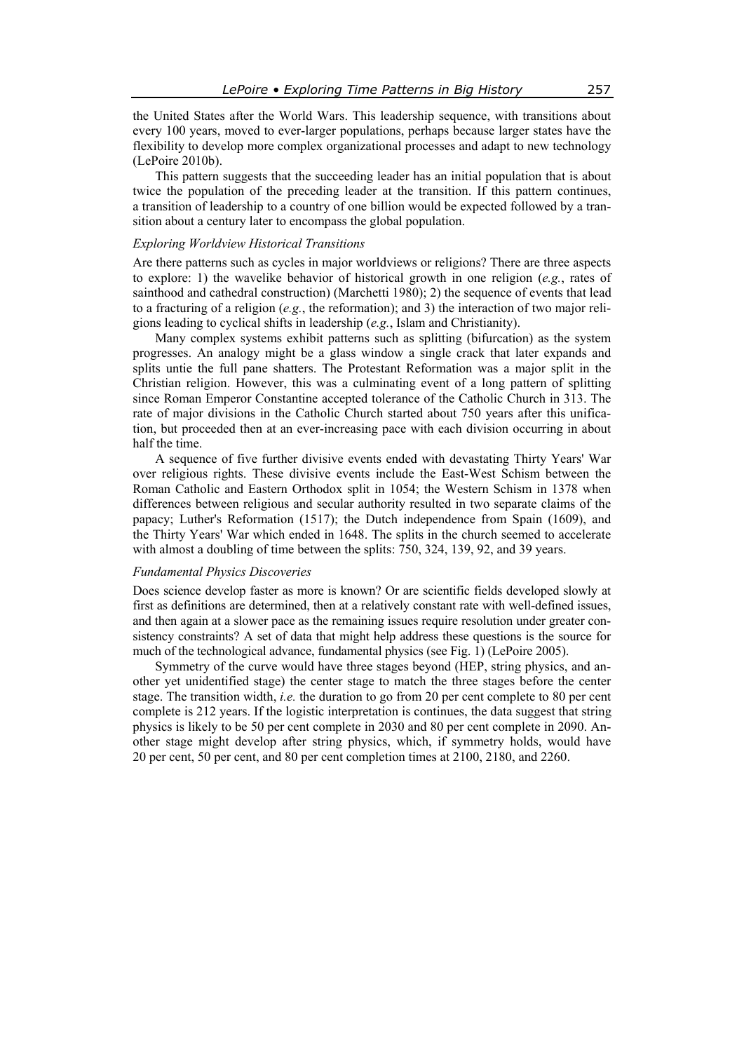the United States after the World Wars. This leadership sequence, with transitions about every 100 years, moved to ever-larger populations, perhaps because larger states have the flexibility to develop more complex organizational processes and adapt to new technology (LePoire 2010b).

This pattern suggests that the succeeding leader has an initial population that is about twice the population of the preceding leader at the transition. If this pattern continues, a transition of leadership to a country of one billion would be expected followed by a transition about a century later to encompass the global population.

### *Exploring Worldview Historical Transitions*

Are there patterns such as cycles in major worldviews or religions? There are three aspects to explore: 1) the wavelike behavior of historical growth in one religion (*e.g.*, rates of sainthood and cathedral construction) (Marchetti 1980); 2) the sequence of events that lead to a fracturing of a religion (*e.g.*, the reformation); and 3) the interaction of two major religions leading to cyclical shifts in leadership (*e.g.*, Islam and Christianity).

Many complex systems exhibit patterns such as splitting (bifurcation) as the system progresses. An analogy might be a glass window a single crack that later expands and splits untie the full pane shatters. The Protestant Reformation was a major split in the Christian religion. However, this was a culminating event of a long pattern of splitting since Roman Emperor Constantine accepted tolerance of the Catholic Church in 313. The rate of major divisions in the Catholic Church started about 750 years after this unification, but proceeded then at an ever-increasing pace with each division occurring in about half the time.

A sequence of five further divisive events ended with devastating Thirty Years' War over religious rights. These divisive events include the East-West Schism between the Roman Catholic and Eastern Orthodox split in 1054; the Western Schism in 1378 when differences between religious and secular authority resulted in two separate claims of the papacy; Luther's Reformation (1517); the Dutch independence from Spain (1609), and the Thirty Years' War which ended in 1648. The splits in the church seemed to accelerate with almost a doubling of time between the splits: 750, 324, 139, 92, and 39 years.

### *Fundamental Physics Discoveries*

Does science develop faster as more is known? Or are scientific fields developed slowly at first as definitions are determined, then at a relatively constant rate with well-defined issues, and then again at a slower pace as the remaining issues require resolution under greater consistency constraints? A set of data that might help address these questions is the source for much of the technological advance, fundamental physics (see Fig. 1) (LePoire 2005).

Symmetry of the curve would have three stages beyond (HEP, string physics, and another yet unidentified stage) the center stage to match the three stages before the center stage. The transition width, *i.e.* the duration to go from 20 per cent complete to 80 per cent complete is 212 years. If the logistic interpretation is continues, the data suggest that string physics is likely to be 50 per cent complete in 2030 and 80 per cent complete in 2090. Another stage might develop after string physics, which, if symmetry holds, would have 20 per cent, 50 per cent, and 80 per cent completion times at 2100, 2180, and 2260.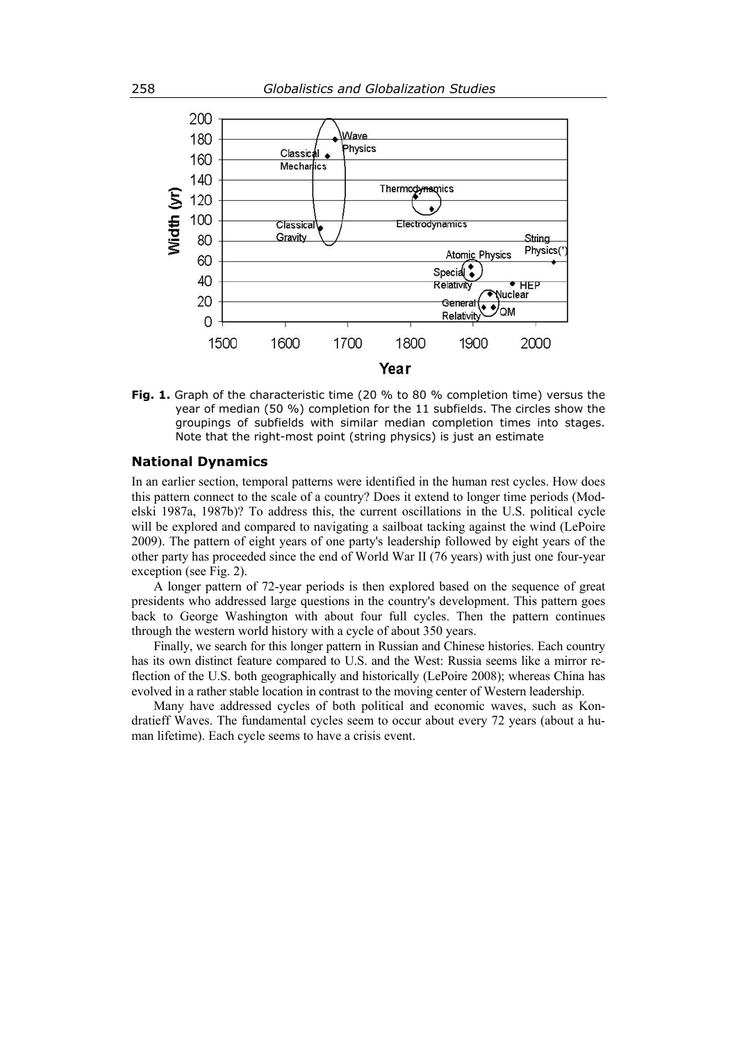Width (yr)

200
180
160
140
120
100
80
60
40
20
0

1500 1600 1700 1800 1900 2000

Year

Wave Physics
Classical Mechanics
Classical Gravity
Thermodynamics
Electrodynamics
String Physics(*)
Atomic Physics
Special Relativity
HEP
Nuclear
General Relativity
QM

**Fig. 1.** Graph of the characteristic time (20 % to 80 % completion time) versus the year of median (50 %) completion for the 11 subfields. The circles show the groupings of subfields with similar median completion times into stages. Note that the right-most point (string physics) is just an estimate

### National Dynamics

In an earlier section, temporal patterns were identified in the human rest cycles. How does this pattern connect to the scale of a country? Does it extend to longer time periods (Modelski 1987a, 1987b)? To address this, the current oscillations in the U.S. political cycle will be explored and compared to navigating a sailboat tacking against the wind (LePoire 2009). The pattern of eight years of one party's leadership followed by eight years of the other party has proceeded since the end of World War II (76 years) with just one four-year exception (see Fig. 2).

A longer pattern of 72-year periods is then explored based on the sequence of great presidents who addressed large questions in the country's development. This pattern goes back to George Washington with about four full cycles. Then the pattern continues through the western world history with a cycle of about 350 years.

Finally, we search for this longer pattern in Russian and Chinese histories. Each country has its own distinct feature compared to U.S. and the West: Russia seems like a mirror reflection of the U.S. both geographically and historically (LePoire 2008); whereas China has evolved in a rather stable location in contrast to the moving center of Western leadership.

Many have addressed cycles of both political and economic waves, such as Kondratieff Waves. The fundamental cycles seem to occur about every 72 years (about a human lifetime). Each cycle seems to have a crisis event.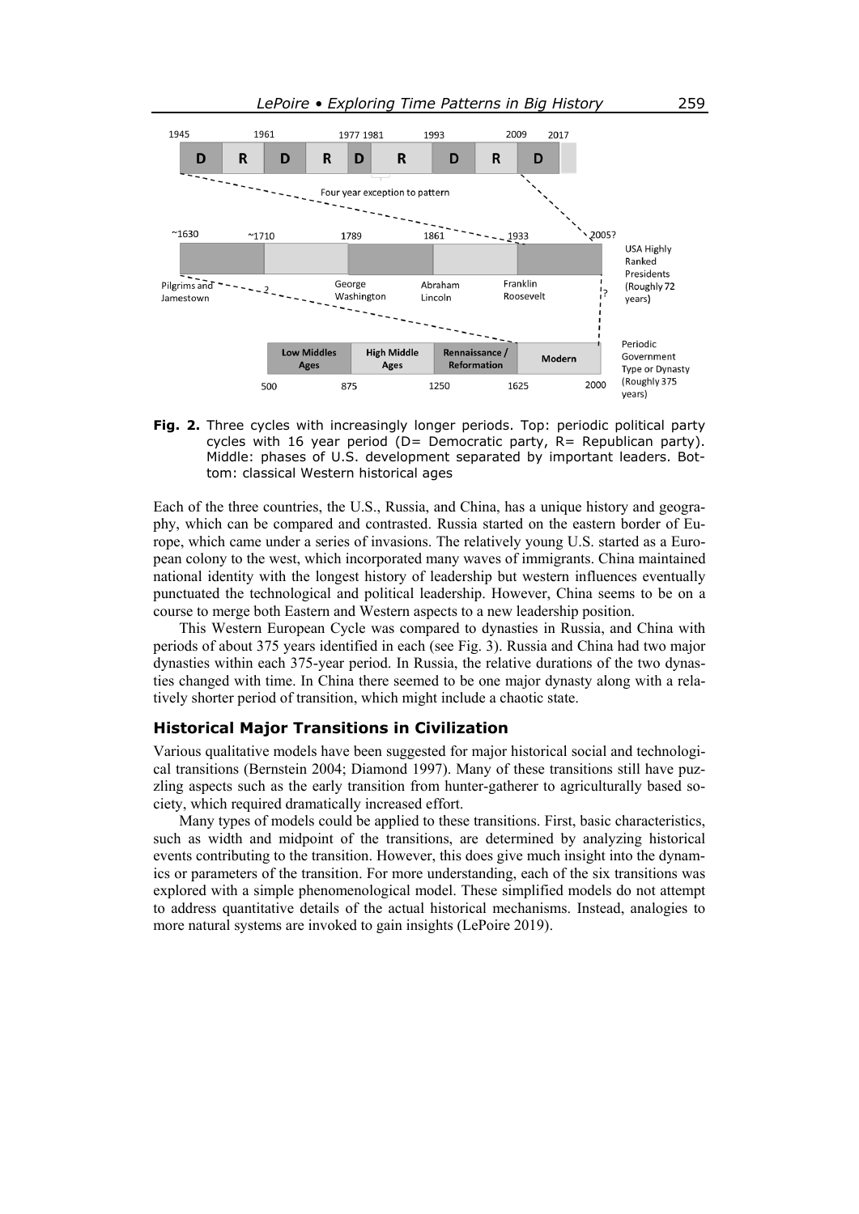1945 1961 1977 1981 1993 2009 2017

D R D R D R D R D

Four year exception to pattern

~1630 ~1710 1789 1861 1933 2005?

Pilgrims and Jamestown ? George Washington Abraham Lincoln Franklin Roosevelt ?

USA Highly Ranked Presidents (Roughly 72 years)

Low Middles Ages High Middle Ages Rennaissance / Reformation Modern

500 875 1250 1625 2000

Periodic Government Type or Dynasty (Roughly 375 years)

**Fig. 2.** Three cycles with increasingly longer periods. Top: periodic political party cycles with 16 year period (D= Democratic party, R= Republican party). Middle: phases of U.S. development separated by important leaders. Bottom: classical Western historical ages

Each of the three countries, the U.S., Russia, and China, has a unique history and geography, which can be compared and contrasted. Russia started on the eastern border of Europe, which came under a series of invasions. The relatively young U.S. started as a European colony to the west, which incorporated many waves of immigrants. China maintained national identity with the longest history of leadership but western influences eventually punctuated the technological and political leadership. However, China seems to be on a course to merge both Eastern and Western aspects to a new leadership position.

This Western European Cycle was compared to dynasties in Russia, and China with periods of about 375 years identified in each (see Fig. 3). Russia and China had two major dynasties within each 375-year period. In Russia, the relative durations of the two dynasties changed with time. In China there seemed to be one major dynasty along with a relatively shorter period of transition, which might include a chaotic state.

### Historical Major Transitions in Civilization

Various qualitative models have been suggested for major historical social and technological transitions (Bernstein 2004; Diamond 1997). Many of these transitions still have puzzling aspects such as the early transition from hunter-gatherer to agriculturally based society, which required dramatically increased effort.

Many types of models could be applied to these transitions. First, basic characteristics, such as width and midpoint of the transitions, are determined by analyzing historical events contributing to the transition. However, this does give much insight into the dynamics or parameters of the transition. For more understanding, each of the six transitions was explored with a simple phenomenological model. These simplified models do not attempt to address quantitative details of the actual historical mechanisms. Instead, analogies to more natural systems are invoked to gain insights (LePoire 2019).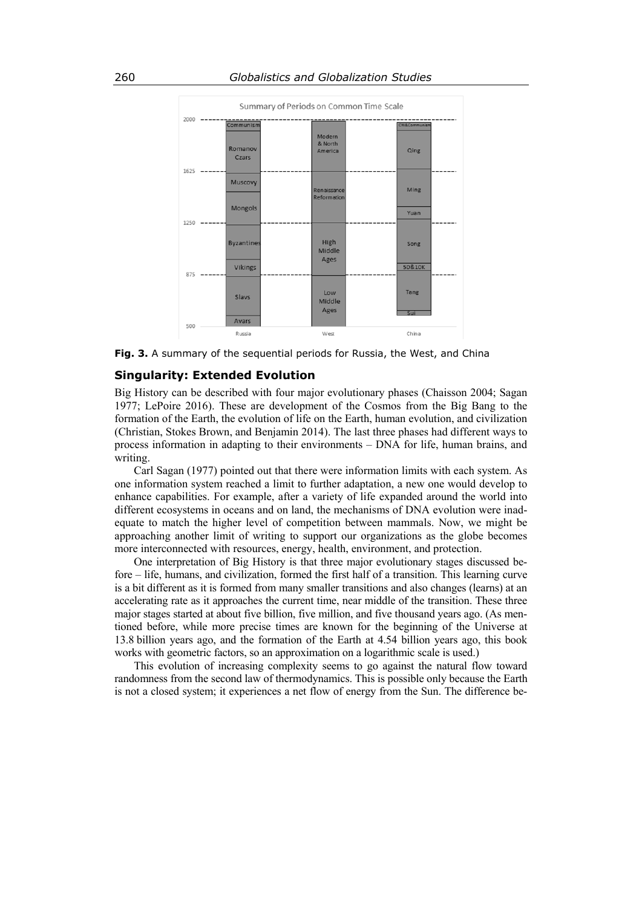Summary of Periods on Common Time Scale

2000

1625

1250

875

500

Russia: Communism, Romanov Czars, Muscovy, Mongols, Byzantines, Vikings, Slavs, Avars

West: Modern & North America, Renaissance Reformation, High Middle Ages, Low Middle Ages

China: CW&Communism, Qing, Ming, Yuan, Song, 5D&10K, Tang, Sui

**Fig. 3.** A summary of the sequential periods for Russia, the West, and China

### Singularity: Extended Evolution

Big History can be described with four major evolutionary phases (Chaisson 2004; Sagan 1977; LePoire 2016). These are development of the Cosmos from the Big Bang to the formation of the Earth, the evolution of life on the Earth, human evolution, and civilization (Christian, Stokes Brown, and Benjamin 2014). The last three phases had different ways to process information in adapting to their environments – DNA for life, human brains, and writing.

Carl Sagan (1977) pointed out that there were information limits with each system. As one information system reached a limit to further adaptation, a new one would develop to enhance capabilities. For example, after a variety of life expanded around the world into different ecosystems in oceans and on land, the mechanisms of DNA evolution were inadequate to match the higher level of competition between mammals. Now, we might be approaching another limit of writing to support our organizations as the globe becomes more interconnected with resources, energy, health, environment, and protection.

One interpretation of Big History is that three major evolutionary stages discussed before – life, humans, and civilization, formed the first half of a transition. This learning curve is a bit different as it is formed from many smaller transitions and also changes (learns) at an accelerating rate as it approaches the current time, near middle of the transition. These three major stages started at about five billion, five million, and five thousand years ago. (As mentioned before, while more precise times are known for the beginning of the Universe at 13.8 billion years ago, and the formation of the Earth at 4.54 billion years ago, this book works with geometric factors, so an approximation on a logarithmic scale is used.)

This evolution of increasing complexity seems to go against the natural flow toward randomness from the second law of thermodynamics. This is possible only because the Earth is not a closed system; it experiences a net flow of energy from the Sun. The difference be-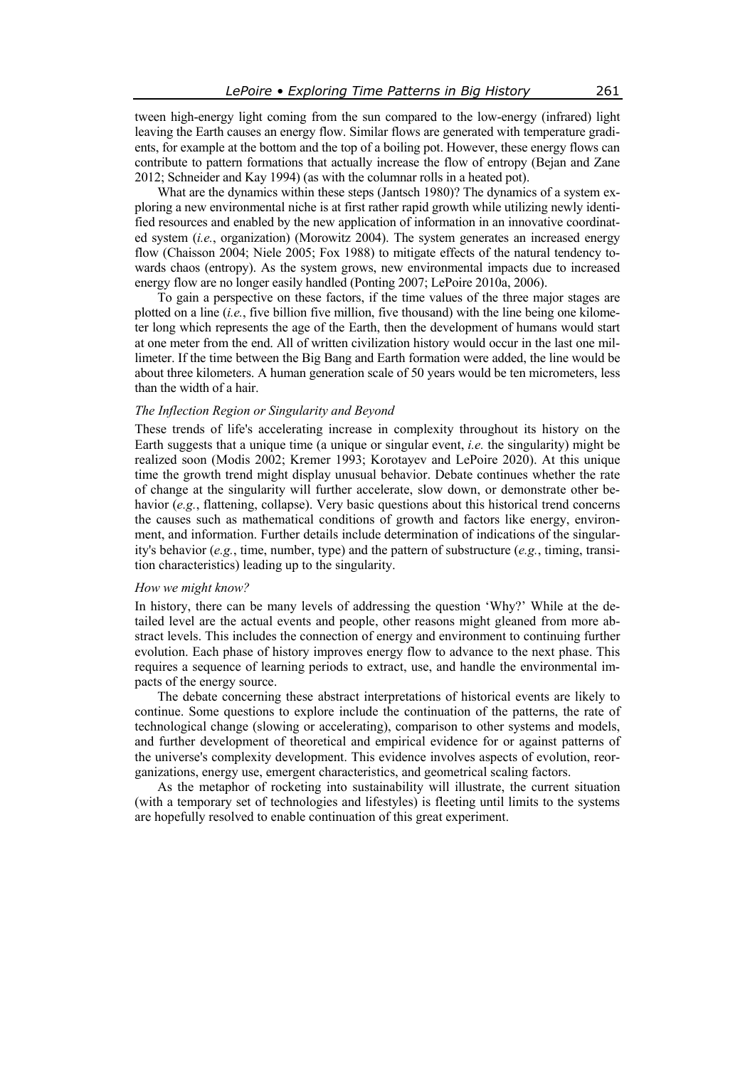tween high-energy light coming from the sun compared to the low-energy (infrared) light leaving the Earth causes an energy flow. Similar flows are generated with temperature gradients, for example at the bottom and the top of a boiling pot. However, these energy flows can contribute to pattern formations that actually increase the flow of entropy (Bejan and Zane 2012; Schneider and Kay 1994) (as with the columnar rolls in a heated pot).

What are the dynamics within these steps (Jantsch 1980)? The dynamics of a system exploring a new environmental niche is at first rather rapid growth while utilizing newly identified resources and enabled by the new application of information in an innovative coordinated system (*i.e.*, organization) (Morowitz 2004). The system generates an increased energy flow (Chaisson 2004; Niele 2005; Fox 1988) to mitigate effects of the natural tendency towards chaos (entropy). As the system grows, new environmental impacts due to increased energy flow are no longer easily handled (Ponting 2007; LePoire 2010a, 2006).

To gain a perspective on these factors, if the time values of the three major stages are plotted on a line (*i.e.*, five billion five million, five thousand) with the line being one kilometer long which represents the age of the Earth, then the development of humans would start at one meter from the end. All of written civilization history would occur in the last one millimeter. If the time between the Big Bang and Earth formation were added, the line would be about three kilometers. A human generation scale of 50 years would be ten micrometers, less than the width of a hair.

### *The Inflection Region or Singularity and Beyond*

These trends of life's accelerating increase in complexity throughout its history on the Earth suggests that a unique time (a unique or singular event, *i.e.* the singularity) might be realized soon (Modis 2002; Kremer 1993; Korotayev and LePoire 2020). At this unique time the growth trend might display unusual behavior. Debate continues whether the rate of change at the singularity will further accelerate, slow down, or demonstrate other behavior (*e.g.*, flattening, collapse). Very basic questions about this historical trend concerns the causes such as mathematical conditions of growth and factors like energy, environment, and information. Further details include determination of indications of the singularity's behavior (*e.g.*, time, number, type) and the pattern of substructure (*e.g.*, timing, transition characteristics) leading up to the singularity.

### *How we might know?*

In history, there can be many levels of addressing the question 'Why?' While at the detailed level are the actual events and people, other reasons might gleaned from more abstract levels. This includes the connection of energy and environment to continuing further evolution. Each phase of history improves energy flow to advance to the next phase. This requires a sequence of learning periods to extract, use, and handle the environmental impacts of the energy source.

The debate concerning these abstract interpretations of historical events are likely to continue. Some questions to explore include the continuation of the patterns, the rate of technological change (slowing or accelerating), comparison to other systems and models, and further development of theoretical and empirical evidence for or against patterns of the universe's complexity development. This evidence involves aspects of evolution, reorganizations, energy use, emergent characteristics, and geometrical scaling factors.

As the metaphor of rocketing into sustainability will illustrate, the current situation (with a temporary set of technologies and lifestyles) is fleeting until limits to the systems are hopefully resolved to enable continuation of this great experiment.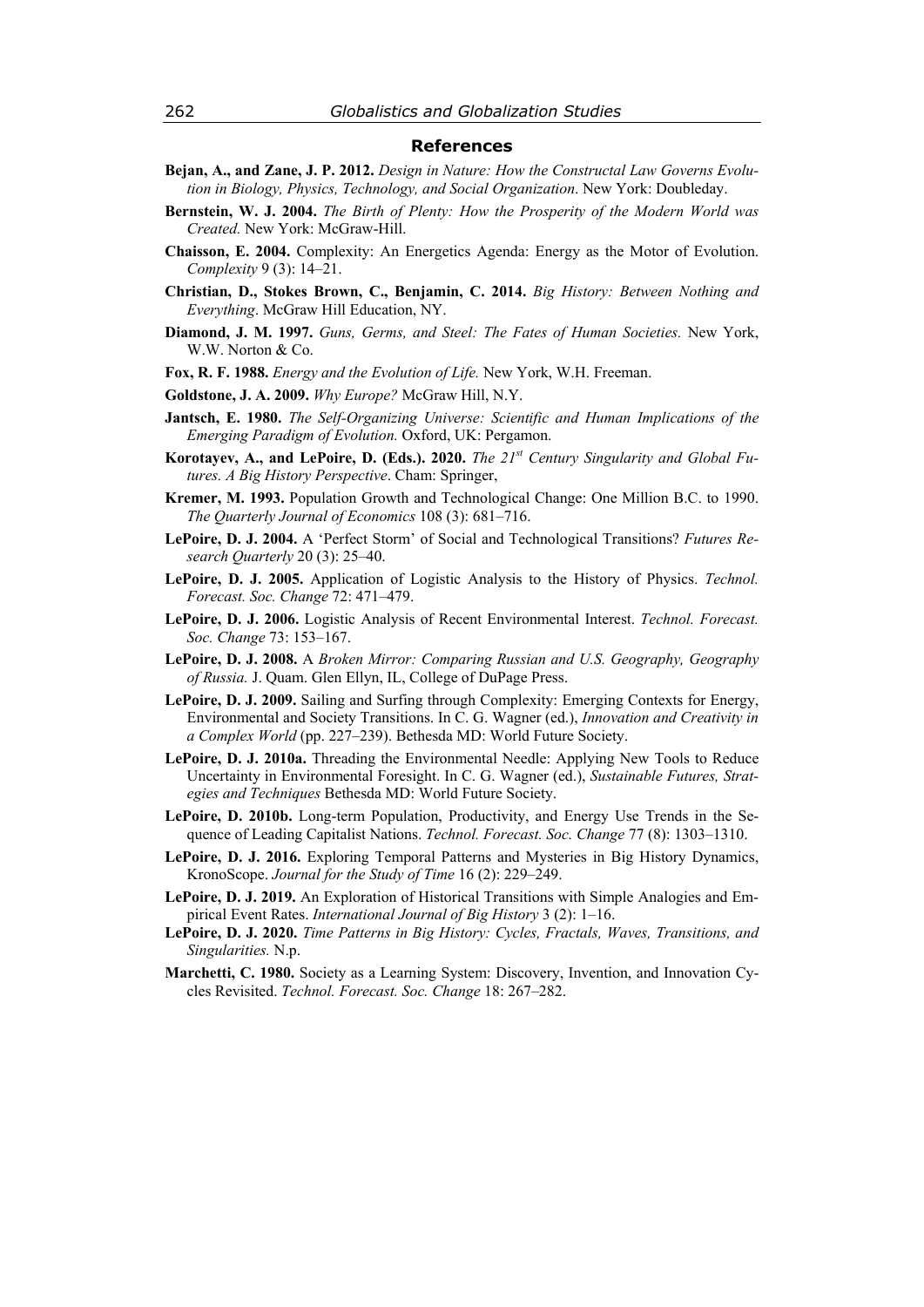## References

**Bejan, A., and Zane, J. P. 2012.** *Design in Nature: How the Constructal Law Governs Evolution in Biology, Physics, Technology, and Social Organization*. New York: Doubleday.

**Bernstein, W. J. 2004.** *The Birth of Plenty: How the Prosperity of the Modern World was Created.* New York: McGraw-Hill.

**Chaisson, E. 2004.** Complexity: An Energetics Agenda: Energy as the Motor of Evolution. *Complexity* 9 (3): 14–21.

**Christian, D., Stokes Brown, C., Benjamin, C. 2014.** *Big History: Between Nothing and Everything*. McGraw Hill Education, NY.

**Diamond, J. M. 1997.** *Guns, Germs, and Steel: The Fates of Human Societies.* New York, W.W. Norton & Co.

**Fox, R. F. 1988.** *Energy and the Evolution of Life.* New York, W.H. Freeman.

**Goldstone, J. A. 2009.** *Why Europe?* McGraw Hill, N.Y.

**Jantsch, E. 1980.** *The Self-Organizing Universe: Scientific and Human Implications of the Emerging Paradigm of Evolution.* Oxford, UK: Pergamon.

**Korotayev, A., and LePoire, D. (Eds.). 2020.** *The 21st Century Singularity and Global Futures. A Big History Perspective*. Cham: Springer,

**Kremer, M. 1993.** Population Growth and Technological Change: One Million B.C. to 1990. *The Quarterly Journal of Economics* 108 (3): 681–716.

**LePoire, D. J. 2004.** A 'Perfect Storm' of Social and Technological Transitions? *Futures Research Quarterly* 20 (3): 25–40.

**LePoire, D. J. 2005.** Application of Logistic Analysis to the History of Physics. *Technol. Forecast. Soc. Change* 72: 471–479.

**LePoire, D. J. 2006.** Logistic Analysis of Recent Environmental Interest. *Technol. Forecast. Soc. Change* 73: 153–167.

**LePoire, D. J. 2008.** A *Broken Mirror: Comparing Russian and U.S. Geography, Geography of Russia.* J. Quam. Glen Ellyn, IL, College of DuPage Press.

**LePoire, D. J. 2009.** Sailing and Surfing through Complexity: Emerging Contexts for Energy, Environmental and Society Transitions. In C. G. Wagner (ed.), *Innovation and Creativity in a Complex World* (pp. 227–239). Bethesda MD: World Future Society.

**LePoire, D. J. 2010a.** Threading the Environmental Needle: Applying New Tools to Reduce Uncertainty in Environmental Foresight. In C. G. Wagner (ed.), *Sustainable Futures, Strategies and Techniques* Bethesda MD: World Future Society.

**LePoire, D. 2010b.** Long-term Population, Productivity, and Energy Use Trends in the Sequence of Leading Capitalist Nations. *Technol. Forecast. Soc. Change* 77 (8): 1303–1310.

**LePoire, D. J. 2016.** Exploring Temporal Patterns and Mysteries in Big History Dynamics, KronoScope. *Journal for the Study of Time* 16 (2): 229–249.

**LePoire, D. J. 2019.** An Exploration of Historical Transitions with Simple Analogies and Empirical Event Rates. *International Journal of Big History* 3 (2): 1–16.

**LePoire, D. J. 2020.** *Time Patterns in Big History: Cycles, Fractals, Waves, Transitions, and Singularities.* N.p.

**Marchetti, C. 1980.** Society as a Learning System: Discovery, Invention, and Innovation Cycles Revisited. *Technol. Forecast. Soc. Change* 18: 267–282.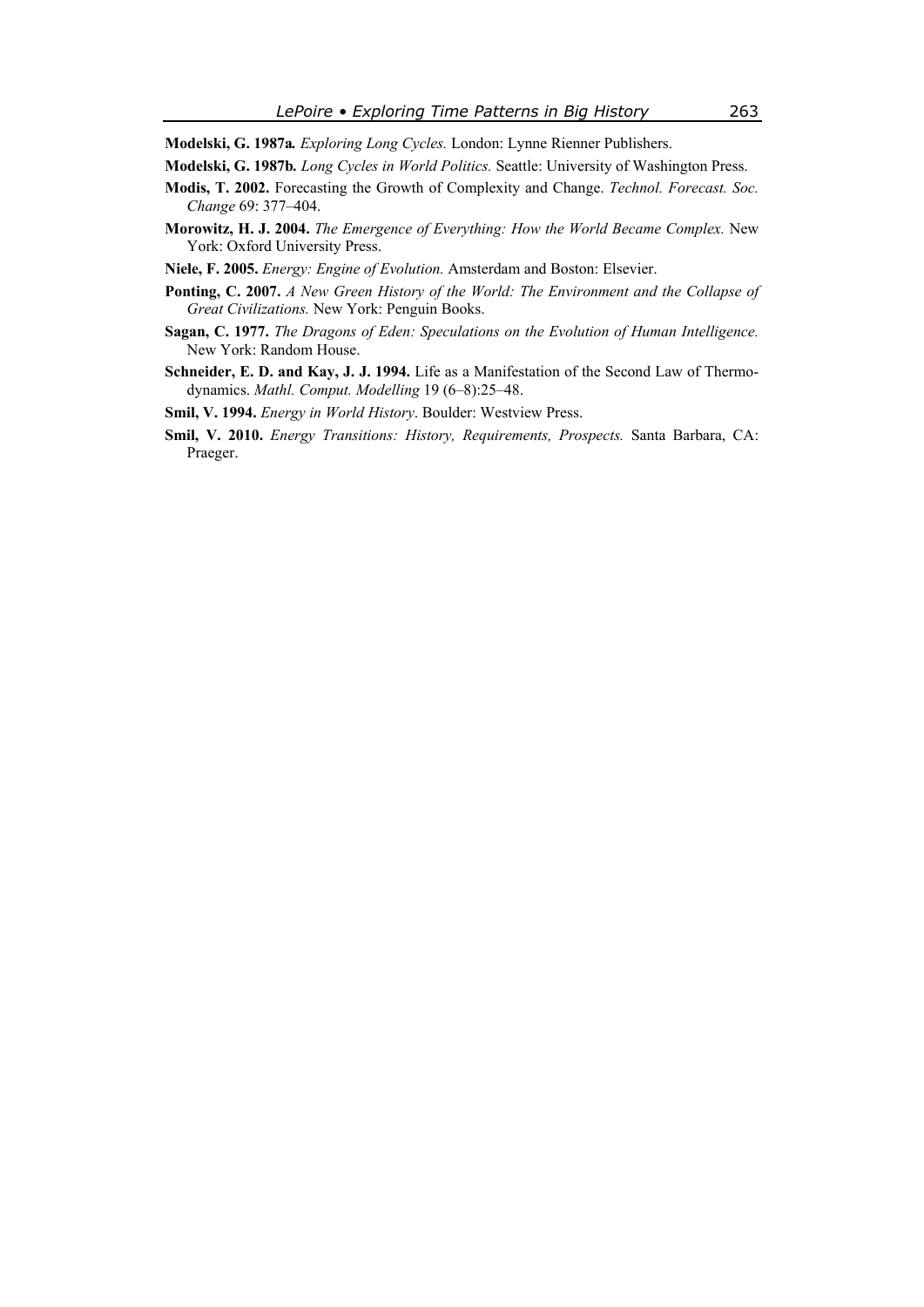**Modelski, G. 1987a.** *Exploring Long Cycles.* London: Lynne Rienner Publishers.

**Modelski, G. 1987b.** *Long Cycles in World Politics.* Seattle: University of Washington Press.

**Modis, T. 2002.** Forecasting the Growth of Complexity and Change. *Technol. Forecast. Soc. Change* 69: 377–404.

**Morowitz, H. J. 2004.** *The Emergence of Everything: How the World Became Complex.* New York: Oxford University Press.

**Niele, F. 2005.** *Energy: Engine of Evolution.* Amsterdam and Boston: Elsevier.

**Ponting, C. 2007.** *A New Green History of the World: The Environment and the Collapse of Great Civilizations.* New York: Penguin Books.

**Sagan, C. 1977.** *The Dragons of Eden: Speculations on the Evolution of Human Intelligence.* New York: Random House.

**Schneider, E. D. and Kay, J. J. 1994.** Life as a Manifestation of the Second Law of Thermodynamics. *Mathl. Comput. Modelling* 19 (6–8):25–48.

**Smil, V. 1994.** *Energy in World History*. Boulder: Westview Press.

**Smil, V. 2010.** *Energy Transitions: History, Requirements, Prospects.* Santa Barbara, CA: Praeger.